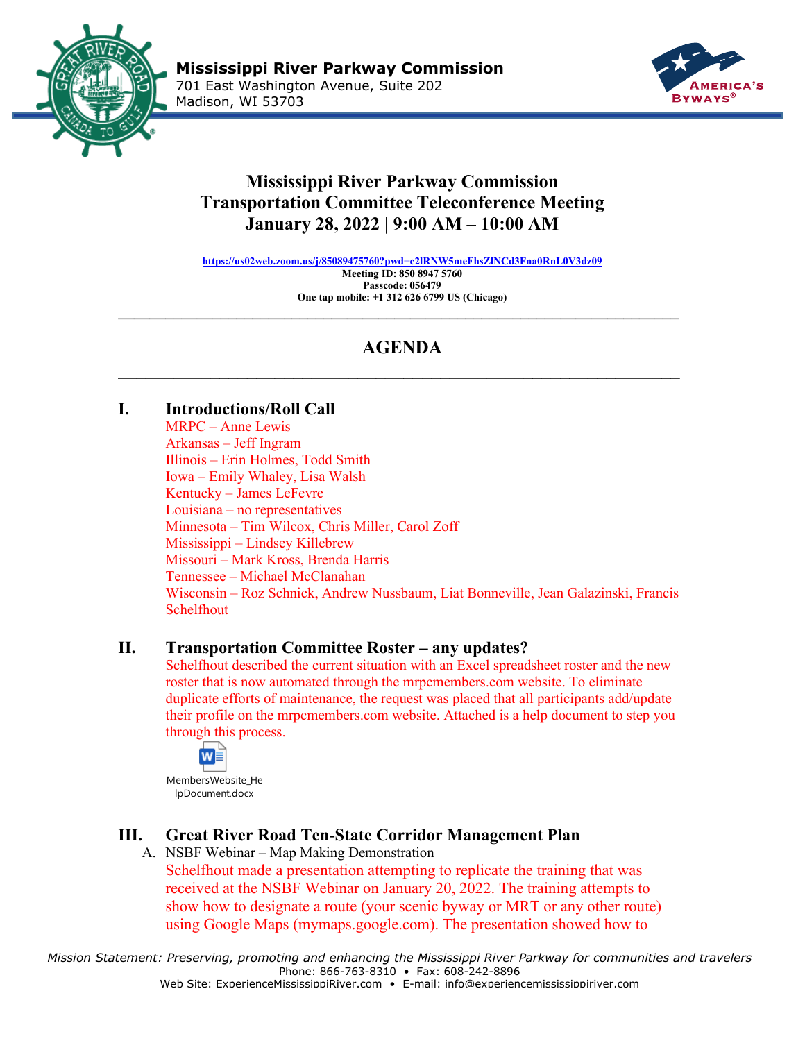**Mississippi River Parkway Commission**
701 East Washington Avenue, Suite 202
Madison, WI 53703

# Mississippi River Parkway Commission
# Transportation Committee Teleconference Meeting
# January 28, 2022 | 9:00 AM – 10:00 AM

**https://us02web.zoom.us/j/85089475760?pwd=c2lRNW5meFhsZlNCd3Fna0RnL0V3dz09**
**Meeting ID: 850 8947 5760**
**Passcode: 056479**
**One tap mobile: +1 312 626 6799 US (Chicago)**

---

## AGENDA

---

### I. Introductions/Roll Call

MRPC – Anne Lewis
Arkansas – Jeff Ingram
Illinois – Erin Holmes, Todd Smith
Iowa – Emily Whaley, Lisa Walsh
Kentucky – James LeFevre
Louisiana – no representatives
Minnesota – Tim Wilcox, Chris Miller, Carol Zoff
Mississippi – Lindsey Killebrew
Missouri – Mark Kross, Brenda Harris
Tennessee – Michael McClanahan
Wisconsin – Roz Schnick, Andrew Nussbaum, Liat Bonneville, Jean Galazinski, Francis Schelfhout

### II. Transportation Committee Roster – any updates?

Schelfhout described the current situation with an Excel spreadsheet roster and the new roster that is now automated through the mrpcmembers.com website. To eliminate duplicate efforts of maintenance, the request was placed that all participants add/update their profile on the mrpcmembers.com website. Attached is a help document to step you through this process.

MembersWebsite_HelpDocument.docx

### III. Great River Road Ten-State Corridor Management Plan

A. NSBF Webinar – Map Making Demonstration

Schelfhout made a presentation attempting to replicate the training that was received at the NSBF Webinar on January 20, 2022. The training attempts to show how to designate a route (your scenic byway or MRT or any other route) using Google Maps (mymaps.google.com). The presentation showed how to

*Mission Statement: Preserving, promoting and enhancing the Mississippi River Parkway for communities and travelers*
Phone: 866-763-8310 • Fax: 608-242-8896
Web Site: ExperienceMississippiRiver.com • E-mail: info@experiencemississippiriver.com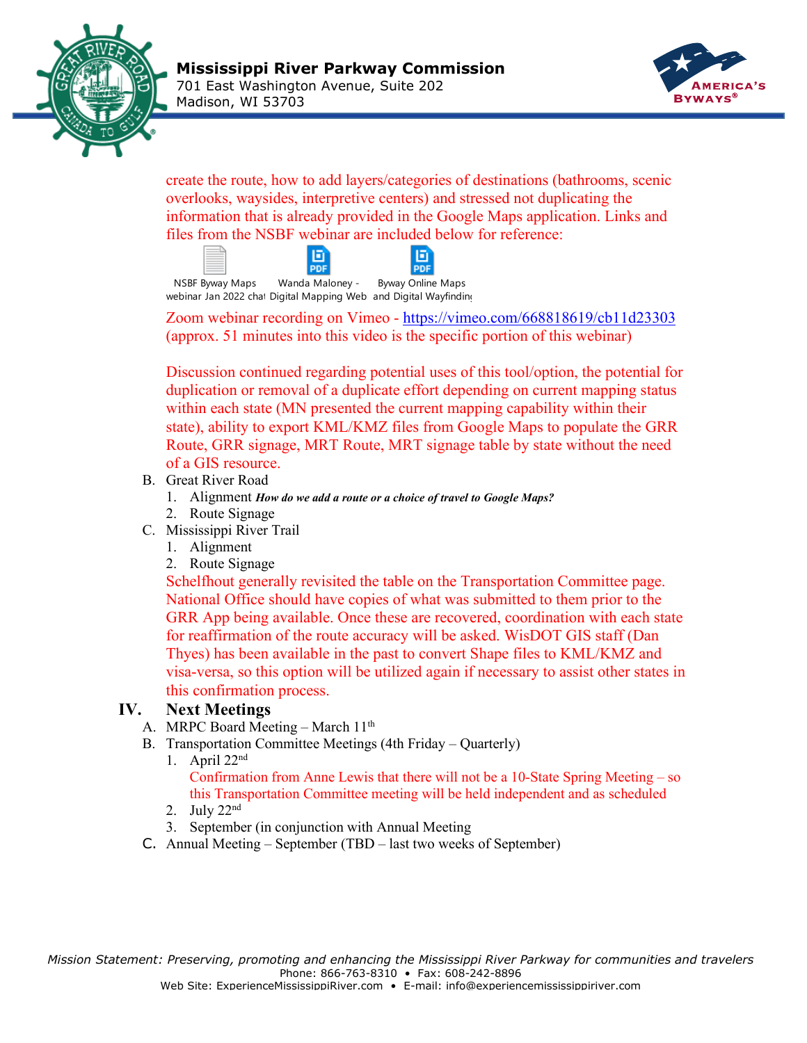create the route, how to add layers/categories of destinations (bathrooms, scenic overlooks, waysides, interpretive centers) and stressed not duplicating the information that is already provided in the Google Maps application. Links and files from the NSBF webinar are included below for reference:

NSBF Byway Maps webinar Jan 2022 chat | Wanda Maloney - Digital Mapping Web | Byway Online Maps and Digital Wayfinding

Zoom webinar recording on Vimeo - https://vimeo.com/668818619/cb11d23303 (approx. 51 minutes into this video is the specific portion of this webinar)

Discussion continued regarding potential uses of this tool/option, the potential for duplication or removal of a duplicate effort depending on current mapping status within each state (MN presented the current mapping capability within their state), ability to export KML/KMZ files from Google Maps to populate the GRR Route, GRR signage, MRT Route, MRT signage table by state without the need of a GIS resource.

B. Great River Road
   1. Alignment ***How do we add a route or a choice of travel to Google Maps?***
   2. Route Signage

C. Mississippi River Trail
   1. Alignment
   2. Route Signage

   Schelfhout generally revisited the table on the Transportation Committee page. National Office should have copies of what was submitted to them prior to the GRR App being available. Once these are recovered, coordination with each state for reaffirmation of the route accuracy will be asked. WisDOT GIS staff (Dan Thyes) has been available in the past to convert Shape files to KML/KMZ and visa-versa, so this option will be utilized again if necessary to assist other states in this confirmation process.

## IV. Next Meetings

A. MRPC Board Meeting – March 11th

B. Transportation Committee Meetings (4th Friday – Quarterly)
   1. April 22nd
      Confirmation from Anne Lewis that there will not be a 10-State Spring Meeting – so this Transportation Committee meeting will be held independent and as scheduled
   2. July 22nd
   3. September (in conjunction with Annual Meeting

C. Annual Meeting – September (TBD – last two weeks of September)